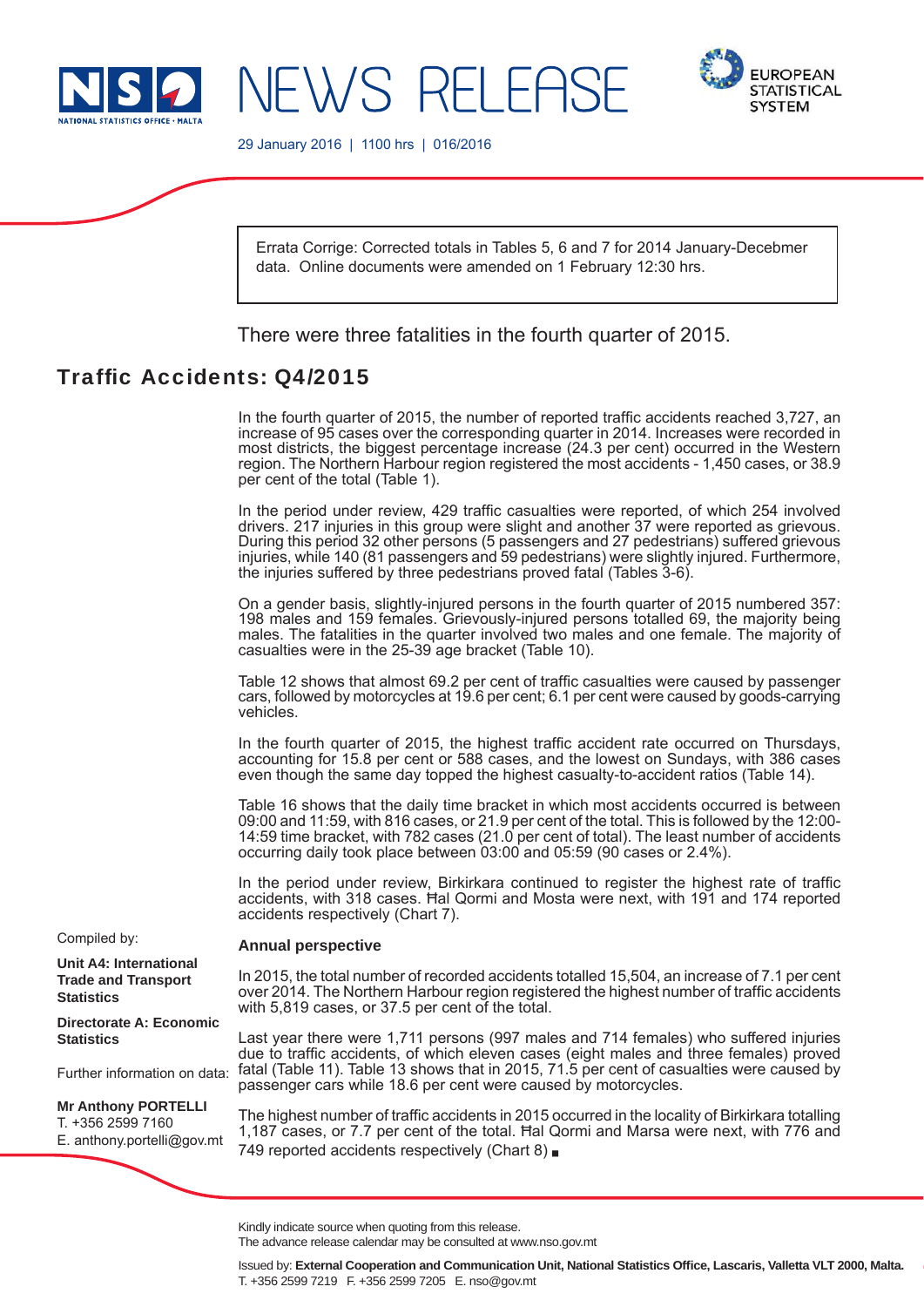NSO NATIONAL STATISTICS OFFICE · MALTA

# NEWS RELEASE

EUROPEAN STATISTICAL SYSTEM

29 January 2016 | 1100 hrs | 016/2016

Errata Corrige: Corrected totals in Tables 5, 6 and 7 for 2014 January-Decebmer data. Online documents were amended on 1 February 12:30 hrs.

There were three fatalities in the fourth quarter of 2015.

## Traffic Accidents: Q4/2015

In the fourth quarter of 2015, the number of reported traffic accidents reached 3,727, an increase of 95 cases over the corresponding quarter in 2014. Increases were recorded in most districts, the biggest percentage increase (24.3 per cent) occurred in the Western region. The Northern Harbour region registered the most accidents - 1,450 cases, or 38.9 per cent of the total (Table 1).

In the period under review, 429 traffic casualties were reported, of which 254 involved drivers. 217 injuries in this group were slight and another 37 were reported as grievous. During this period 32 other persons (5 passengers and 27 pedestrians) suffered grievous injuries, while 140 (81 passengers and 59 pedestrians) were slightly injured. Furthermore, the injuries suffered by three pedestrians proved fatal (Tables 3-6).

On a gender basis, slightly-injured persons in the fourth quarter of 2015 numbered 357: 198 males and 159 females. Grievously-injured persons totalled 69, the majority being males. The fatalities in the quarter involved two males and one female. The majority of casualties were in the 25-39 age bracket (Table 10).

Table 12 shows that almost 69.2 per cent of traffic casualties were caused by passenger cars, followed by motorcycles at 19.6 per cent; 6.1 per cent were caused by goods-carrying vehicles.

In the fourth quarter of 2015, the highest traffic accident rate occurred on Thursdays, accounting for 15.8 per cent or 588 cases, and the lowest on Sundays, with 386 cases even though the same day topped the highest casualty-to-accident ratios (Table 14).

Table 16 shows that the daily time bracket in which most accidents occurred is between 09:00 and 11:59, with 816 cases, or 21.9 per cent of the total. This is followed by the 12:00-14:59 time bracket, with 782 cases (21.0 per cent of total). The least number of accidents occurring daily took place between 03:00 and 05:59 (90 cases or 2.4%).

In the period under review, Birkirkara continued to register the highest rate of traffic accidents, with 318 cases. Ħal Qormi and Mosta were next, with 191 and 174 reported accidents respectively (Chart 7).

### Annual perspective

In 2015, the total number of recorded accidents totalled 15,504, an increase of 7.1 per cent over 2014. The Northern Harbour region registered the highest number of traffic accidents with 5,819 cases, or 37.5 per cent of the total.

Last year there were 1,711 persons (997 males and 714 females) who suffered injuries due to traffic accidents, of which eleven cases (eight males and three females) proved fatal (Table 11). Table 13 shows that in 2015, 71.5 per cent of casualties were caused by passenger cars while 18.6 per cent were caused by motorcycles.

The highest number of traffic accidents in 2015 occurred in the locality of Birkirkara totalling 1,187 cases, or 7.7 per cent of the total. Ħal Qormi and Marsa were next, with 776 and 749 reported accidents respectively (Chart 8) ■

Compiled by:

**Unit A4: International Trade and Transport Statistics**

**Directorate A: Economic Statistics**

Further information on data:

**Mr Anthony PORTELLI**
T. +356 2599 7160
E. anthony.portelli@gov.mt

Kindly indicate source when quoting from this release.
The advance release calendar may be consulted at www.nso.gov.mt

Issued by: **External Cooperation and Communication Unit, National Statistics Office, Lascaris, Valletta VLT 2000, Malta.**
T. +356 2599 7219 F. +356 2599 7205 E. nso@gov.mt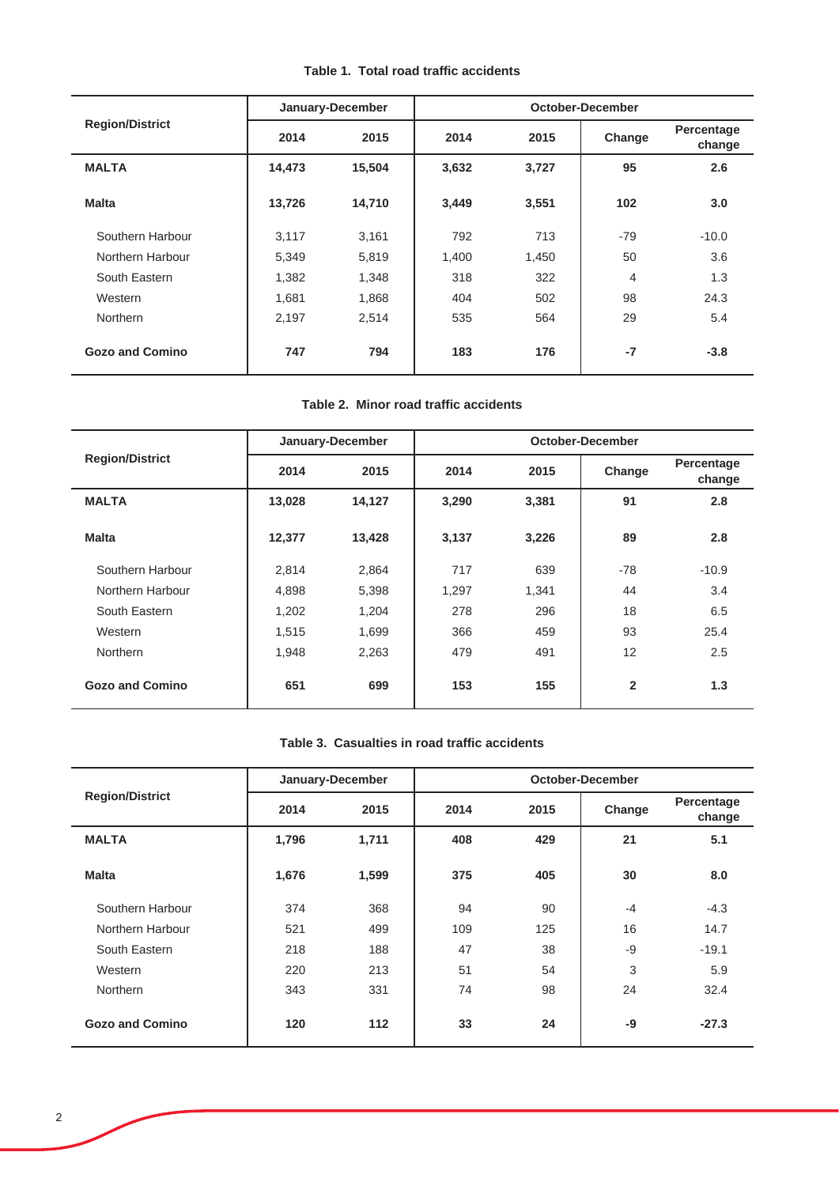**Table 1. Total road traffic accidents**

| Region/District | January-December | | October-December | | | |
|---|---|---|---|---|---|---|
| | 2014 | 2015 | 2014 | 2015 | Change | Percentage change |
| **MALTA** | **14,473** | **15,504** | **3,632** | **3,727** | **95** | **2.6** |
| **Malta** | **13,726** | **14,710** | **3,449** | **3,551** | **102** | **3.0** |
| Southern Harbour | 3,117 | 3,161 | 792 | 713 | -79 | -10.0 |
| Northern Harbour | 5,349 | 5,819 | 1,400 | 1,450 | 50 | 3.6 |
| South Eastern | 1,382 | 1,348 | 318 | 322 | 4 | 1.3 |
| Western | 1,681 | 1,868 | 404 | 502 | 98 | 24.3 |
| Northern | 2,197 | 2,514 | 535 | 564 | 29 | 5.4 |
| **Gozo and Comino** | **747** | **794** | **183** | **176** | **-7** | **-3.8** |

**Table 2. Minor road traffic accidents**

| Region/District | January-December | | October-December | | | |
|---|---|---|---|---|---|---|
| | 2014 | 2015 | 2014 | 2015 | Change | Percentage change |
| **MALTA** | **13,028** | **14,127** | **3,290** | **3,381** | **91** | **2.8** |
| **Malta** | **12,377** | **13,428** | **3,137** | **3,226** | **89** | **2.8** |
| Southern Harbour | 2,814 | 2,864 | 717 | 639 | -78 | -10.9 |
| Northern Harbour | 4,898 | 5,398 | 1,297 | 1,341 | 44 | 3.4 |
| South Eastern | 1,202 | 1,204 | 278 | 296 | 18 | 6.5 |
| Western | 1,515 | 1,699 | 366 | 459 | 93 | 25.4 |
| Northern | 1,948 | 2,263 | 479 | 491 | 12 | 2.5 |
| **Gozo and Comino** | **651** | **699** | **153** | **155** | **2** | **1.3** |

**Table 3. Casualties in road traffic accidents**

| Region/District | January-December | | October-December | | | |
|---|---|---|---|---|---|---|
| | 2014 | 2015 | 2014 | 2015 | Change | Percentage change |
| **MALTA** | **1,796** | **1,711** | **408** | **429** | **21** | **5.1** |
| **Malta** | **1,676** | **1,599** | **375** | **405** | **30** | **8.0** |
| Southern Harbour | 374 | 368 | 94 | 90 | -4 | -4.3 |
| Northern Harbour | 521 | 499 | 109 | 125 | 16 | 14.7 |
| South Eastern | 218 | 188 | 47 | 38 | -9 | -19.1 |
| Western | 220 | 213 | 51 | 54 | 3 | 5.9 |
| Northern | 343 | 331 | 74 | 98 | 24 | 32.4 |
| **Gozo and Comino** | **120** | **112** | **33** | **24** | **-9** | **-27.3** |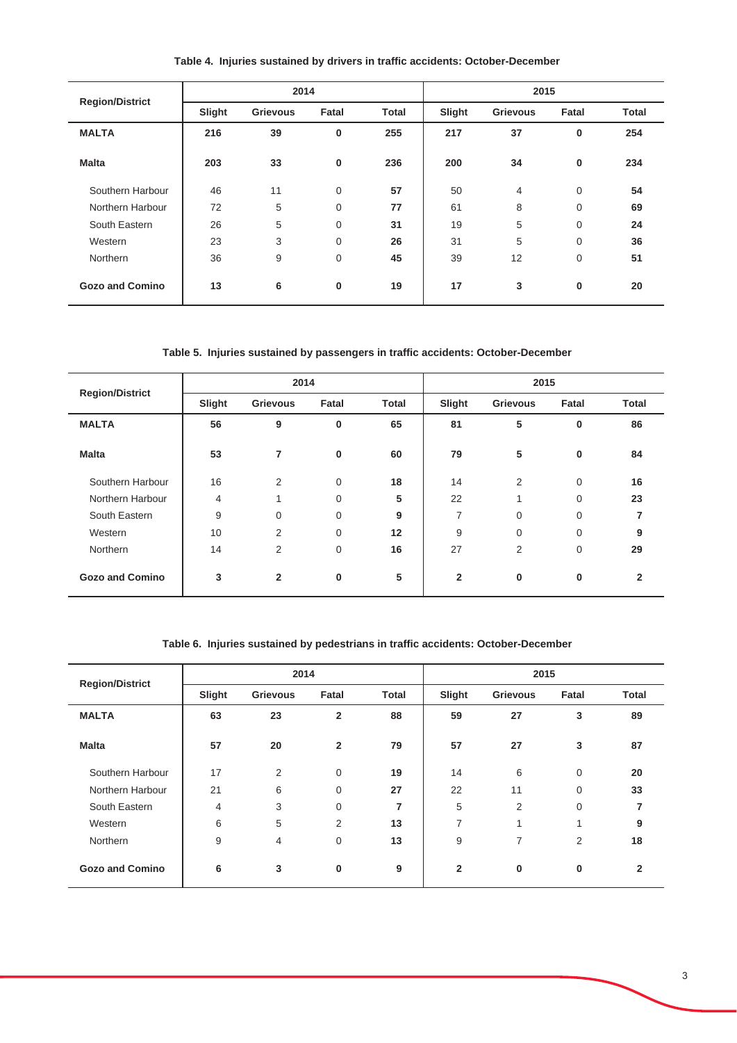**Table 4. Injuries sustained by drivers in traffic accidents: October-December**

| Region/District | 2014 | | | | 2015 | | | |
|---|---|---|---|---|---|---|---|---|
| | Slight | Grievous | Fatal | Total | Slight | Grievous | Fatal | Total |
| **MALTA** | **216** | **39** | **0** | **255** | **217** | **37** | **0** | **254** |
| **Malta** | **203** | **33** | **0** | **236** | **200** | **34** | **0** | **234** |
| Southern Harbour | 46 | 11 | 0 | **57** | 50 | 4 | 0 | **54** |
| Northern Harbour | 72 | 5 | 0 | **77** | 61 | 8 | 0 | **69** |
| South Eastern | 26 | 5 | 0 | **31** | 19 | 5 | 0 | **24** |
| Western | 23 | 3 | 0 | **26** | 31 | 5 | 0 | **36** |
| Northern | 36 | 9 | 0 | **45** | 39 | 12 | 0 | **51** |
| **Gozo and Comino** | **13** | **6** | **0** | **19** | **17** | **3** | **0** | **20** |

**Table 5. Injuries sustained by passengers in traffic accidents: October-December**

| Region/District | 2014 | | | | 2015 | | | |
|---|---|---|---|---|---|---|---|---|
| | Slight | Grievous | Fatal | Total | Slight | Grievous | Fatal | Total |
| **MALTA** | **56** | **9** | **0** | **65** | **81** | **5** | **0** | **86** |
| **Malta** | **53** | **7** | **0** | **60** | **79** | **5** | **0** | **84** |
| Southern Harbour | 16 | 2 | 0 | **18** | 14 | 2 | 0 | **16** |
| Northern Harbour | 4 | 1 | 0 | **5** | 22 | 1 | 0 | **23** |
| South Eastern | 9 | 0 | 0 | **9** | 7 | 0 | 0 | **7** |
| Western | 10 | 2 | 0 | **12** | 9 | 0 | 0 | **9** |
| Northern | 14 | 2 | 0 | **16** | 27 | 2 | 0 | **29** |
| **Gozo and Comino** | **3** | **2** | **0** | **5** | **2** | **0** | **0** | **2** |

**Table 6. Injuries sustained by pedestrians in traffic accidents: October-December**

| Region/District | 2014 | | | | 2015 | | | |
|---|---|---|---|---|---|---|---|---|
| | Slight | Grievous | Fatal | Total | Slight | Grievous | Fatal | Total |
| **MALTA** | **63** | **23** | **2** | **88** | **59** | **27** | **3** | **89** |
| **Malta** | **57** | **20** | **2** | **79** | **57** | **27** | **3** | **87** |
| Southern Harbour | 17 | 2 | 0 | **19** | 14 | 6 | 0 | **20** |
| Northern Harbour | 21 | 6 | 0 | **27** | 22 | 11 | 0 | **33** |
| South Eastern | 4 | 3 | 0 | **7** | 5 | 2 | 0 | **7** |
| Western | 6 | 5 | 2 | **13** | 7 | 1 | 1 | **9** |
| Northern | 9 | 4 | 0 | **13** | 9 | 7 | 2 | **18** |
| **Gozo and Comino** | **6** | **3** | **0** | **9** | **2** | **0** | **0** | **2** |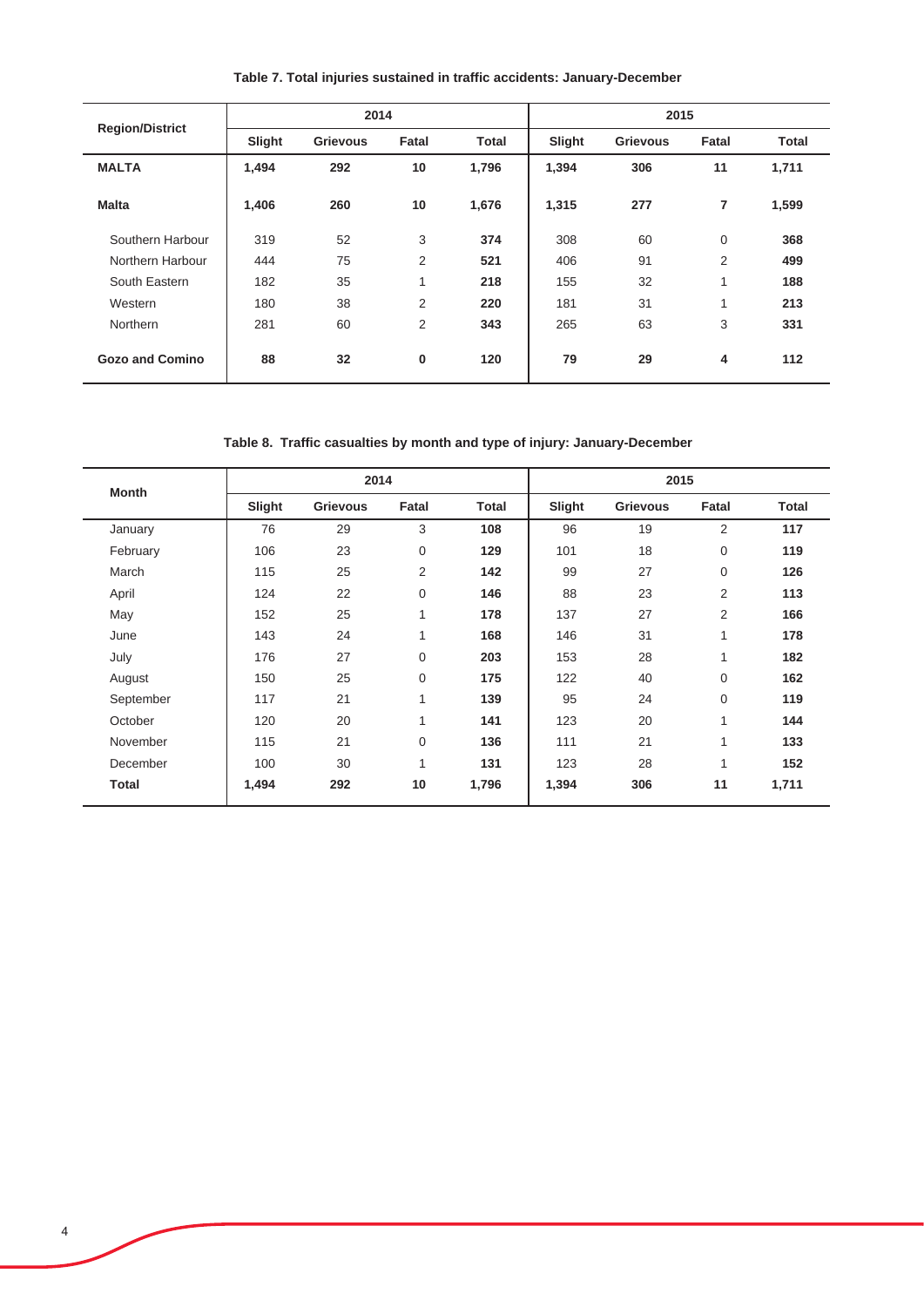**Table 7. Total injuries sustained in traffic accidents: January-December**

| Region/District | 2014 | | | | 2015 | | | |
|---|---|---|---|---|---|---|---|---|
| | Slight | Grievous | Fatal | Total | Slight | Grievous | Fatal | Total |
| **MALTA** | **1,494** | **292** | **10** | **1,796** | **1,394** | **306** | **11** | **1,711** |
| **Malta** | **1,406** | **260** | **10** | **1,676** | **1,315** | **277** | **7** | **1,599** |
| Southern Harbour | 319 | 52 | 3 | **374** | 308 | 60 | 0 | **368** |
| Northern Harbour | 444 | 75 | 2 | **521** | 406 | 91 | 2 | **499** |
| South Eastern | 182 | 35 | 1 | **218** | 155 | 32 | 1 | **188** |
| Western | 180 | 38 | 2 | **220** | 181 | 31 | 1 | **213** |
| Northern | 281 | 60 | 2 | **343** | 265 | 63 | 3 | **331** |
| **Gozo and Comino** | **88** | **32** | **0** | **120** | **79** | **29** | **4** | **112** |

**Table 8. Traffic casualties by month and type of injury: January-December**

| Month | 2014 | | | | 2015 | | | |
|---|---|---|---|---|---|---|---|---|
| | Slight | Grievous | Fatal | Total | Slight | Grievous | Fatal | Total |
| January | 76 | 29 | 3 | **108** | 96 | 19 | 2 | **117** |
| February | 106 | 23 | 0 | **129** | 101 | 18 | 0 | **119** |
| March | 115 | 25 | 2 | **142** | 99 | 27 | 0 | **126** |
| April | 124 | 22 | 0 | **146** | 88 | 23 | 2 | **113** |
| May | 152 | 25 | 1 | **178** | 137 | 27 | 2 | **166** |
| June | 143 | 24 | 1 | **168** | 146 | 31 | 1 | **178** |
| July | 176 | 27 | 0 | **203** | 153 | 28 | 1 | **182** |
| August | 150 | 25 | 0 | **175** | 122 | 40 | 0 | **162** |
| September | 117 | 21 | 1 | **139** | 95 | 24 | 0 | **119** |
| October | 120 | 20 | 1 | **141** | 123 | 20 | 1 | **144** |
| November | 115 | 21 | 0 | **136** | 111 | 21 | 1 | **133** |
| December | 100 | 30 | 1 | **131** | 123 | 28 | 1 | **152** |
| **Total** | **1,494** | **292** | **10** | **1,796** | **1,394** | **306** | **11** | **1,711** |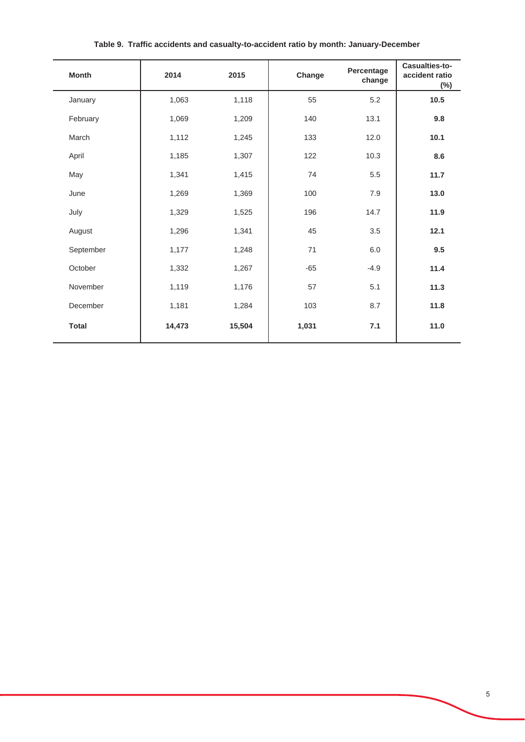**Table 9. Traffic accidents and casualty-to-accident ratio by month: January-December**

| Month | 2014 | 2015 | Change | Percentage change | Casualties-to-accident ratio (%) |
|---|---|---|---|---|---|
| January | 1,063 | 1,118 | 55 | 5.2 | **10.5** |
| February | 1,069 | 1,209 | 140 | 13.1 | **9.8** |
| March | 1,112 | 1,245 | 133 | 12.0 | **10.1** |
| April | 1,185 | 1,307 | 122 | 10.3 | **8.6** |
| May | 1,341 | 1,415 | 74 | 5.5 | **11.7** |
| June | 1,269 | 1,369 | 100 | 7.9 | **13.0** |
| July | 1,329 | 1,525 | 196 | 14.7 | **11.9** |
| August | 1,296 | 1,341 | 45 | 3.5 | **12.1** |
| September | 1,177 | 1,248 | 71 | 6.0 | **9.5** |
| October | 1,332 | 1,267 | -65 | -4.9 | **11.4** |
| November | 1,119 | 1,176 | 57 | 5.1 | **11.3** |
| December | 1,181 | 1,284 | 103 | 8.7 | **11.8** |
| **Total** | **14,473** | **15,504** | **1,031** | **7.1** | **11.0** |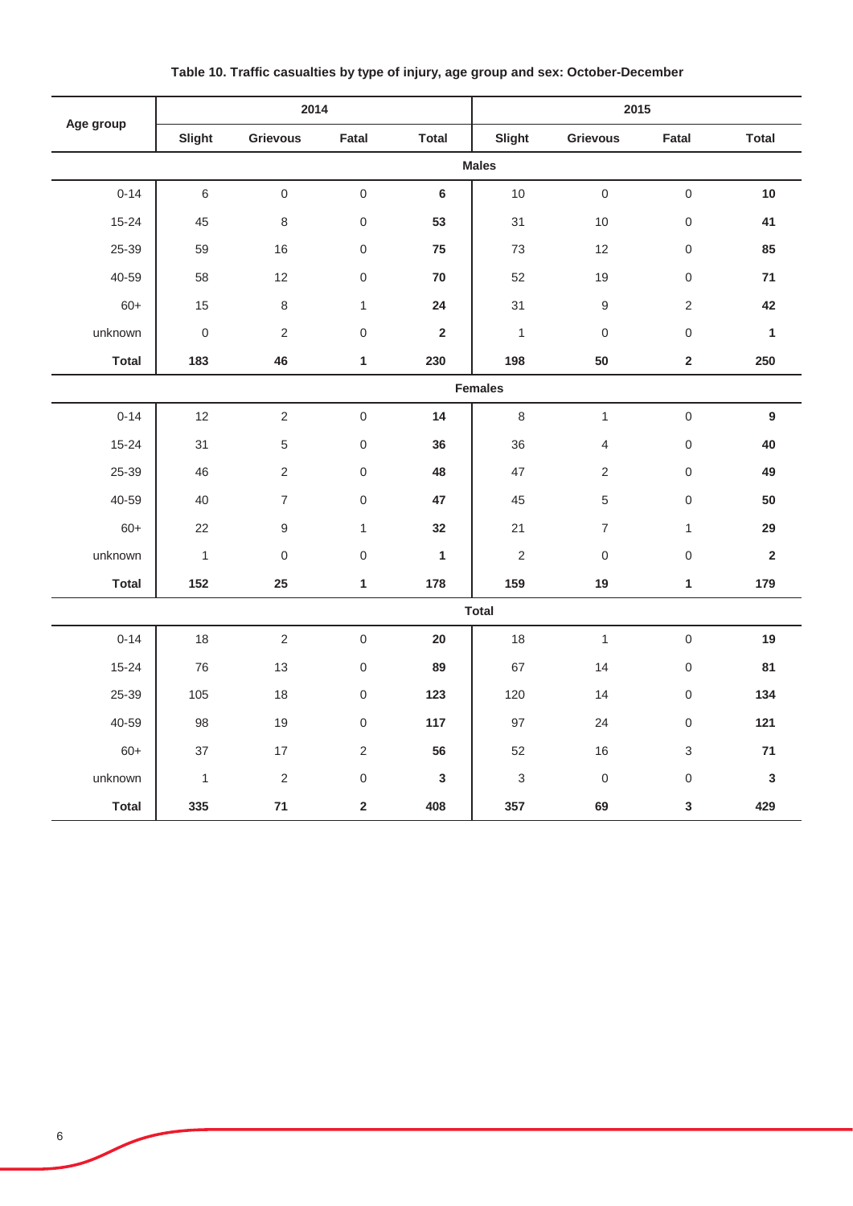**Table 10. Traffic casualties by type of injury, age group and sex: October-December**

| Age group | 2014 | | | | 2015 | | | |
|---|---|---|---|---|---|---|---|---|
| | Slight | Grievous | Fatal | Total | Slight | Grievous | Fatal | Total |
| **Males** | | | | | | | | |
| 0-14 | 6 | 0 | 0 | **6** | 10 | 0 | 0 | **10** |
| 15-24 | 45 | 8 | 0 | **53** | 31 | 10 | 0 | **41** |
| 25-39 | 59 | 16 | 0 | **75** | 73 | 12 | 0 | **85** |
| 40-59 | 58 | 12 | 0 | **70** | 52 | 19 | 0 | **71** |
| 60+ | 15 | 8 | 1 | **24** | 31 | 9 | 2 | **42** |
| unknown | 0 | 2 | 0 | **2** | 1 | 0 | 0 | **1** |
| **Total** | **183** | **46** | **1** | **230** | **198** | **50** | **2** | **250** |
| **Females** | | | | | | | | |
| 0-14 | 12 | 2 | 0 | **14** | 8 | 1 | 0 | **9** |
| 15-24 | 31 | 5 | 0 | **36** | 36 | 4 | 0 | **40** |
| 25-39 | 46 | 2 | 0 | **48** | 47 | 2 | 0 | **49** |
| 40-59 | 40 | 7 | 0 | **47** | 45 | 5 | 0 | **50** |
| 60+ | 22 | 9 | 1 | **32** | 21 | 7 | 1 | **29** |
| unknown | 1 | 0 | 0 | **1** | 2 | 0 | 0 | **2** |
| **Total** | **152** | **25** | **1** | **178** | **159** | **19** | **1** | **179** |
| **Total** | | | | | | | | |
| 0-14 | 18 | 2 | 0 | **20** | 18 | 1 | 0 | **19** |
| 15-24 | 76 | 13 | 0 | **89** | 67 | 14 | 0 | **81** |
| 25-39 | 105 | 18 | 0 | **123** | 120 | 14 | 0 | **134** |
| 40-59 | 98 | 19 | 0 | **117** | 97 | 24 | 0 | **121** |
| 60+ | 37 | 17 | 2 | **56** | 52 | 16 | 3 | **71** |
| unknown | 1 | 2 | 0 | **3** | 3 | 0 | 0 | **3** |
| **Total** | **335** | **71** | **2** | **408** | **357** | **69** | **3** | **429** |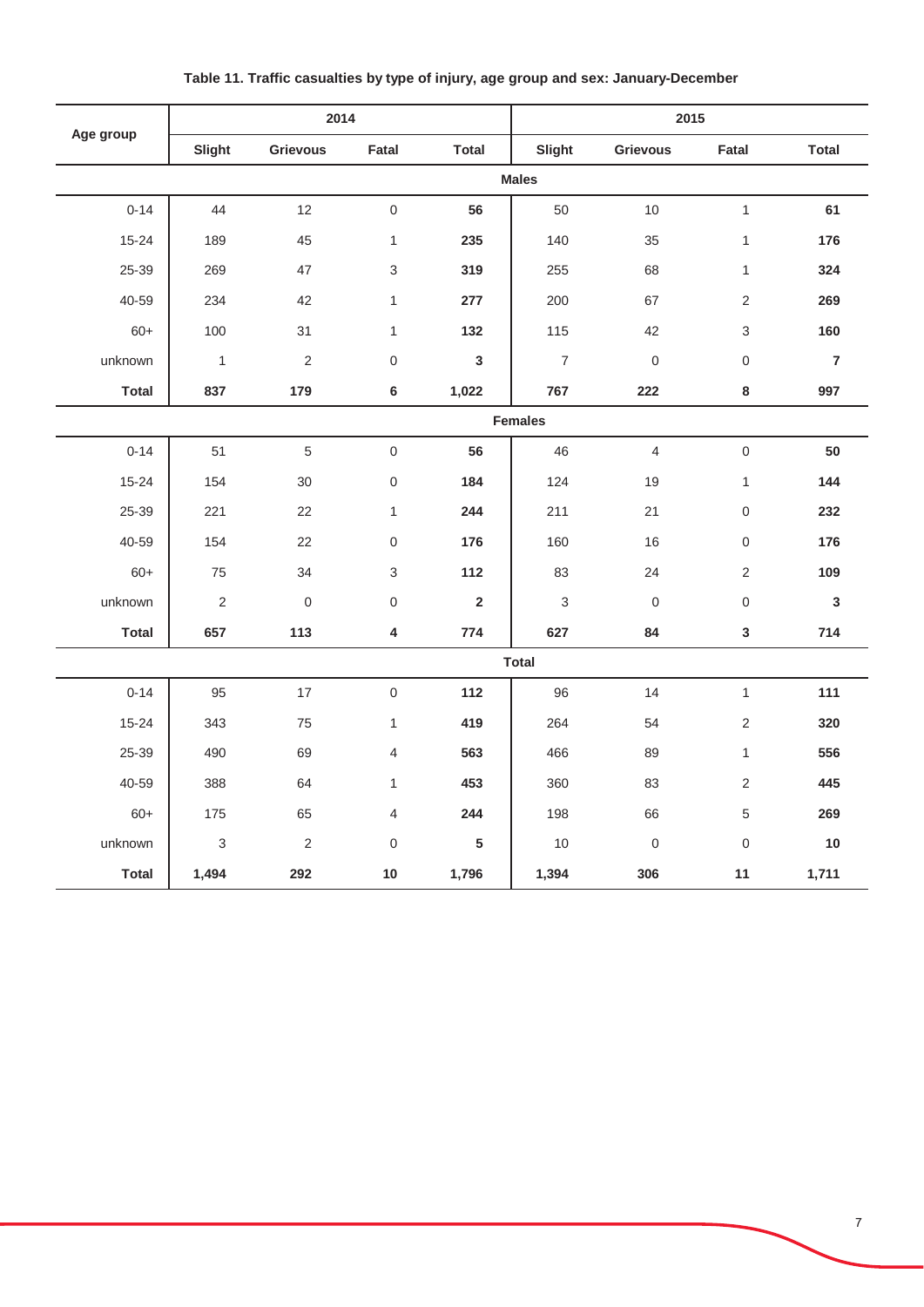**Table 11. Traffic casualties by type of injury, age group and sex: January-December**

| Age group | 2014 | | | | 2015 | | | |
|---|---|---|---|---|---|---|---|---|
| | Slight | Grievous | Fatal | Total | Slight | Grievous | Fatal | Total |
| **Males** | | | | | | | | |
| 0-14 | 44 | 12 | 0 | **56** | 50 | 10 | 1 | **61** |
| 15-24 | 189 | 45 | 1 | **235** | 140 | 35 | 1 | **176** |
| 25-39 | 269 | 47 | 3 | **319** | 255 | 68 | 1 | **324** |
| 40-59 | 234 | 42 | 1 | **277** | 200 | 67 | 2 | **269** |
| 60+ | 100 | 31 | 1 | **132** | 115 | 42 | 3 | **160** |
| unknown | 1 | 2 | 0 | **3** | 7 | 0 | 0 | **7** |
| **Total** | **837** | **179** | **6** | **1,022** | **767** | **222** | **8** | **997** |
| **Females** | | | | | | | | |
| 0-14 | 51 | 5 | 0 | **56** | 46 | 4 | 0 | **50** |
| 15-24 | 154 | 30 | 0 | **184** | 124 | 19 | 1 | **144** |
| 25-39 | 221 | 22 | 1 | **244** | 211 | 21 | 0 | **232** |
| 40-59 | 154 | 22 | 0 | **176** | 160 | 16 | 0 | **176** |
| 60+ | 75 | 34 | 3 | **112** | 83 | 24 | 2 | **109** |
| unknown | 2 | 0 | 0 | **2** | 3 | 0 | 0 | **3** |
| **Total** | **657** | **113** | **4** | **774** | **627** | **84** | **3** | **714** |
| **Total** | | | | | | | | |
| 0-14 | 95 | 17 | 0 | **112** | 96 | 14 | 1 | **111** |
| 15-24 | 343 | 75 | 1 | **419** | 264 | 54 | 2 | **320** |
| 25-39 | 490 | 69 | 4 | **563** | 466 | 89 | 1 | **556** |
| 40-59 | 388 | 64 | 1 | **453** | 360 | 83 | 2 | **445** |
| 60+ | 175 | 65 | 4 | **244** | 198 | 66 | 5 | **269** |
| unknown | 3 | 2 | 0 | **5** | 10 | 0 | 0 | **10** |
| **Total** | **1,494** | **292** | **10** | **1,796** | **1,394** | **306** | **11** | **1,711** |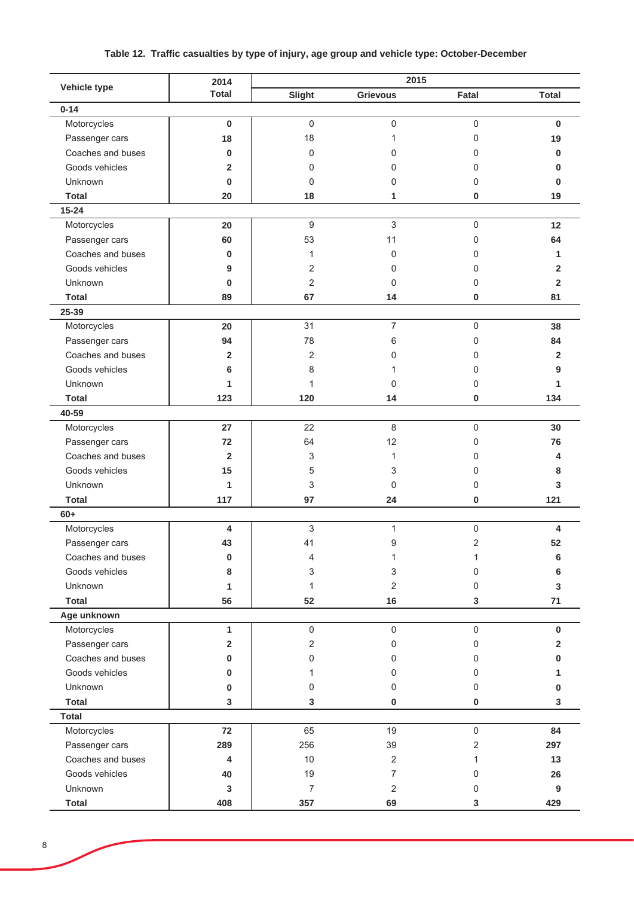**Table 12. Traffic casualties by type of injury, age group and vehicle type: October-December**

| Vehicle type | 2014 | 2015 | | | |
|---|---|---|---|---|---|
| | Total | Slight | Grievous | Fatal | Total |
| **0-14** | | | | | |
| Motorcycles | **0** | 0 | 0 | 0 | **0** |
| Passenger cars | **18** | 18 | 1 | 0 | **19** |
| Coaches and buses | **0** | 0 | 0 | 0 | **0** |
| Goods vehicles | **2** | 0 | 0 | 0 | **0** |
| Unknown | **0** | 0 | 0 | 0 | **0** |
| **Total** | **20** | **18** | **1** | **0** | **19** |
| **15-24** | | | | | |
| Motorcycles | **20** | 9 | 3 | 0 | **12** |
| Passenger cars | **60** | 53 | 11 | 0 | **64** |
| Coaches and buses | **0** | 1 | 0 | 0 | **1** |
| Goods vehicles | **9** | 2 | 0 | 0 | **2** |
| Unknown | **0** | 2 | 0 | 0 | **2** |
| **Total** | **89** | **67** | **14** | **0** | **81** |
| **25-39** | | | | | |
| Motorcycles | **20** | 31 | 7 | 0 | **38** |
| Passenger cars | **94** | 78 | 6 | 0 | **84** |
| Coaches and buses | **2** | 2 | 0 | 0 | **2** |
| Goods vehicles | **6** | 8 | 1 | 0 | **9** |
| Unknown | **1** | 1 | 0 | 0 | **1** |
| **Total** | **123** | **120** | **14** | **0** | **134** |
| **40-59** | | | | | |
| Motorcycles | **27** | 22 | 8 | 0 | **30** |
| Passenger cars | **72** | 64 | 12 | 0 | **76** |
| Coaches and buses | **2** | 3 | 1 | 0 | **4** |
| Goods vehicles | **15** | 5 | 3 | 0 | **8** |
| Unknown | **1** | 3 | 0 | 0 | **3** |
| **Total** | **117** | **97** | **24** | **0** | **121** |
| **60+** | | | | | |
| Motorcycles | **4** | 3 | 1 | 0 | **4** |
| Passenger cars | **43** | 41 | 9 | 2 | **52** |
| Coaches and buses | **0** | 4 | 1 | 1 | **6** |
| Goods vehicles | **8** | 3 | 3 | 0 | **6** |
| Unknown | **1** | 1 | 2 | 0 | **3** |
| **Total** | **56** | **52** | **16** | **3** | **71** |
| **Age unknown** | | | | | |
| Motorcycles | **1** | 0 | 0 | 0 | **0** |
| Passenger cars | **2** | 2 | 0 | 0 | **2** |
| Coaches and buses | **0** | 0 | 0 | 0 | **0** |
| Goods vehicles | **0** | 1 | 0 | 0 | **1** |
| Unknown | **0** | 0 | 0 | 0 | **0** |
| **Total** | **3** | **3** | **0** | **0** | **3** |
| **Total** | | | | | |
| Motorcycles | **72** | 65 | 19 | 0 | **84** |
| Passenger cars | **289** | 256 | 39 | 2 | **297** |
| Coaches and buses | **4** | 10 | 2 | 1 | **13** |
| Goods vehicles | **40** | 19 | 7 | 0 | **26** |
| Unknown | **3** | 7 | 2 | 0 | **9** |
| **Total** | **408** | **357** | **69** | **3** | **429** |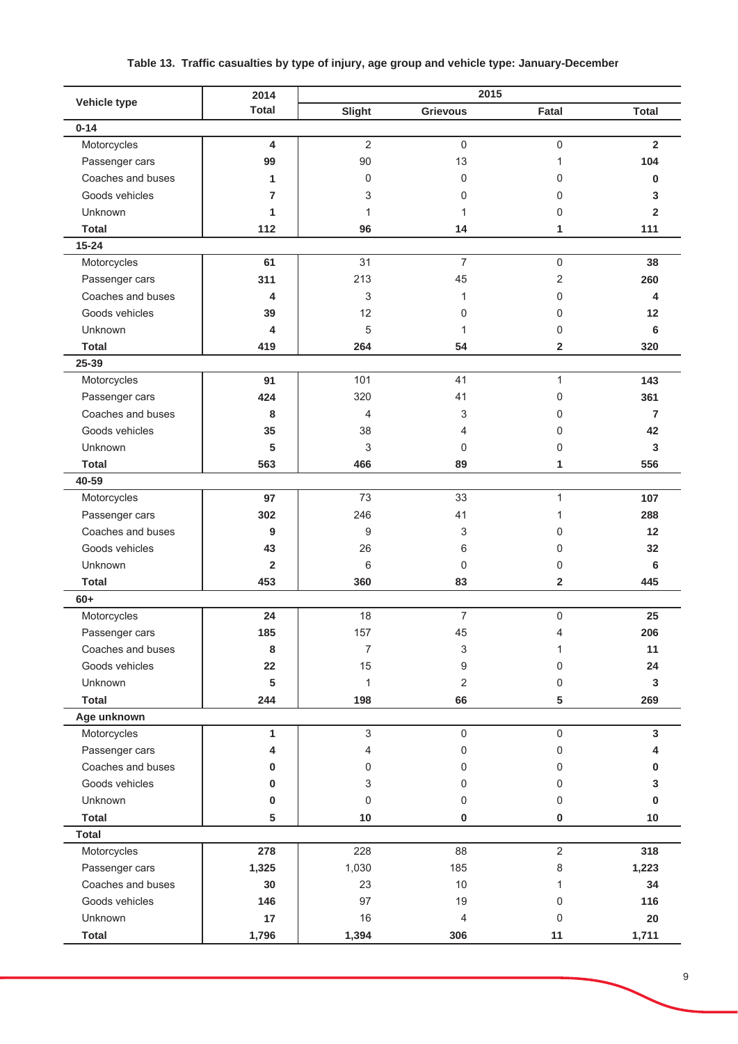**Table 13. Traffic casualties by type of injury, age group and vehicle type: January-December**

| Vehicle type | 2014 | 2015 | | | |
|---|---|---|---|---|---|
| | Total | Slight | Grievous | Fatal | Total |
| **0-14** | | | | | |
| Motorcycles | **4** | 2 | 0 | 0 | **2** |
| Passenger cars | **99** | 90 | 13 | 1 | **104** |
| Coaches and buses | **1** | 0 | 0 | 0 | **0** |
| Goods vehicles | **7** | 3 | 0 | 0 | **3** |
| Unknown | **1** | 1 | 1 | 0 | **2** |
| **Total** | **112** | **96** | **14** | **1** | **111** |
| **15-24** | | | | | |
| Motorcycles | **61** | 31 | 7 | 0 | **38** |
| Passenger cars | **311** | 213 | 45 | 2 | **260** |
| Coaches and buses | **4** | 3 | 1 | 0 | **4** |
| Goods vehicles | **39** | 12 | 0 | 0 | **12** |
| Unknown | **4** | 5 | 1 | 0 | **6** |
| **Total** | **419** | **264** | **54** | **2** | **320** |
| **25-39** | | | | | |
| Motorcycles | **91** | 101 | 41 | 1 | **143** |
| Passenger cars | **424** | 320 | 41 | 0 | **361** |
| Coaches and buses | **8** | 4 | 3 | 0 | **7** |
| Goods vehicles | **35** | 38 | 4 | 0 | **42** |
| Unknown | **5** | 3 | 0 | 0 | **3** |
| **Total** | **563** | **466** | **89** | **1** | **556** |
| **40-59** | | | | | |
| Motorcycles | **97** | 73 | 33 | 1 | **107** |
| Passenger cars | **302** | 246 | 41 | 1 | **288** |
| Coaches and buses | **9** | 9 | 3 | 0 | **12** |
| Goods vehicles | **43** | 26 | 6 | 0 | **32** |
| Unknown | **2** | 6 | 0 | 0 | **6** |
| **Total** | **453** | **360** | **83** | **2** | **445** |
| **60+** | | | | | |
| Motorcycles | **24** | 18 | 7 | 0 | **25** |
| Passenger cars | **185** | 157 | 45 | 4 | **206** |
| Coaches and buses | **8** | 7 | 3 | 1 | **11** |
| Goods vehicles | **22** | 15 | 9 | 0 | **24** |
| Unknown | **5** | 1 | 2 | 0 | **3** |
| **Total** | **244** | **198** | **66** | **5** | **269** |
| **Age unknown** | | | | | |
| Motorcycles | **1** | 3 | 0 | 0 | **3** |
| Passenger cars | **4** | 4 | 0 | 0 | **4** |
| Coaches and buses | **0** | 0 | 0 | 0 | **0** |
| Goods vehicles | **0** | 3 | 0 | 0 | **3** |
| Unknown | **0** | 0 | 0 | 0 | **0** |
| **Total** | **5** | **10** | **0** | **0** | **10** |
| **Total** | | | | | |
| Motorcycles | **278** | 228 | 88 | 2 | **318** |
| Passenger cars | **1,325** | 1,030 | 185 | 8 | **1,223** |
| Coaches and buses | **30** | 23 | 10 | 1 | **34** |
| Goods vehicles | **146** | 97 | 19 | 0 | **116** |
| Unknown | **17** | 16 | 4 | 0 | **20** |
| **Total** | **1,796** | **1,394** | **306** | **11** | **1,711** |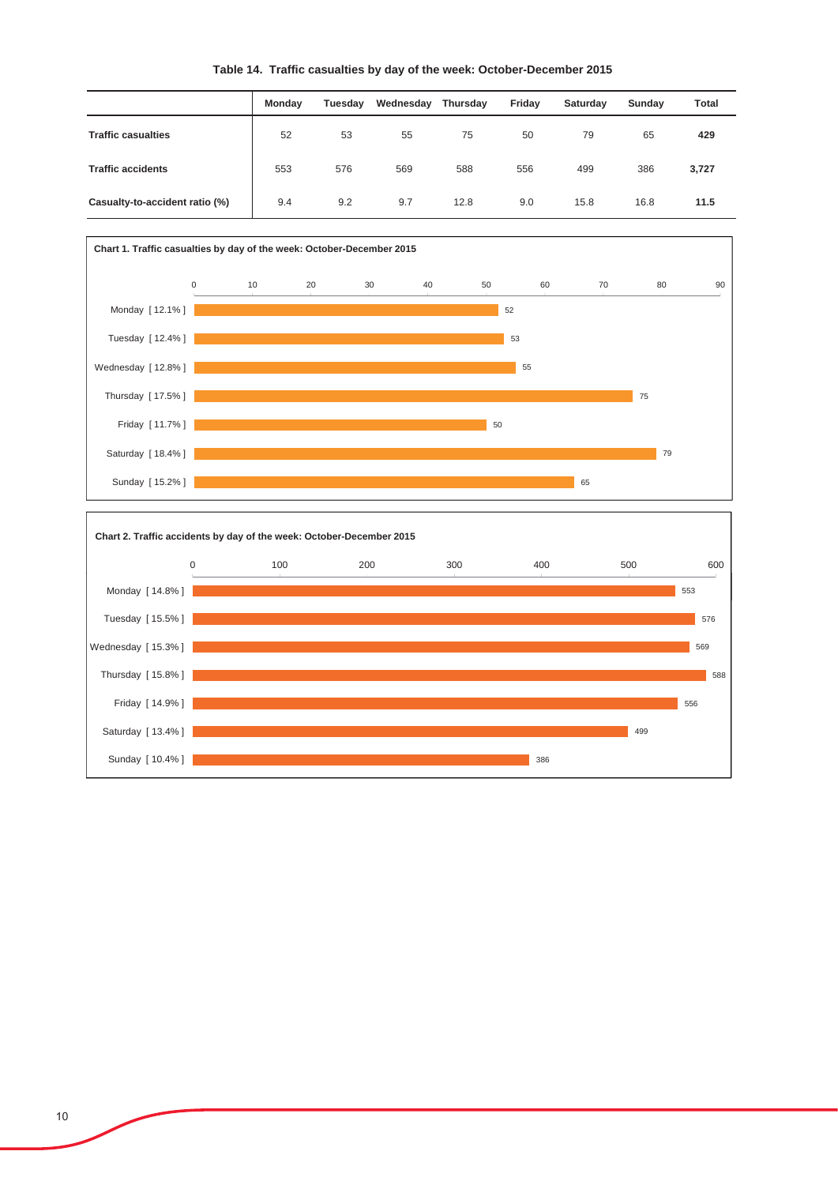**Table 14. Traffic casualties by day of the week: October-December 2015**

| | Monday | Tuesday | Wednesday | Thursday | Friday | Saturday | Sunday | Total |
|---|---|---|---|---|---|---|---|---|
| **Traffic casualties** | 52 | 53 | 55 | 75 | 50 | 79 | 65 | **429** |
| **Traffic accidents** | 553 | 576 | 569 | 588 | 556 | 499 | 386 | **3,727** |
| **Casualty-to-accident ratio (%)** | 9.4 | 9.2 | 9.7 | 12.8 | 9.0 | 15.8 | 16.8 | **11.5** |

**Chart 1. Traffic casualties by day of the week: October-December 2015**

| Day | Traffic casualties |
|---|---|
| Monday [ 12.1% ] | 52 |
| Tuesday [ 12.4% ] | 53 |
| Wednesday [ 12.8% ] | 55 |
| Thursday [ 17.5% ] | 75 |
| Friday [ 11.7% ] | 50 |
| Saturday [ 18.4% ] | 79 |
| Sunday [ 15.2% ] | 65 |

**Chart 2. Traffic accidents by day of the week: October-December 2015**

| Day | Traffic accidents |
|---|---|
| Monday [ 14.8% ] | 553 |
| Tuesday [ 15.5% ] | 576 |
| Wednesday [ 15.3% ] | 569 |
| Thursday [ 15.8% ] | 588 |
| Friday [ 14.9% ] | 556 |
| Saturday [ 13.4% ] | 499 |
| Sunday [ 10.4% ] | 386 |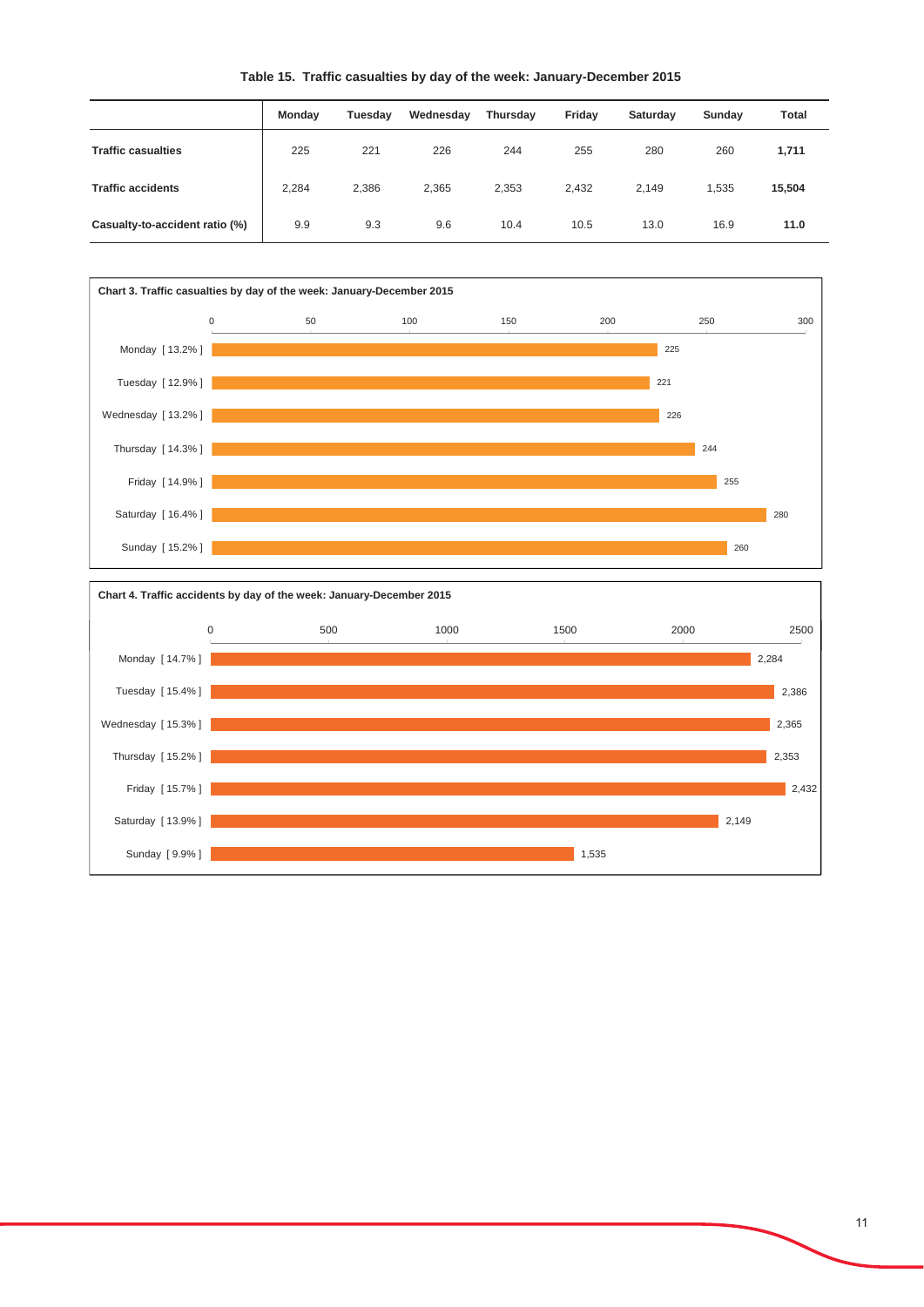**Table 15. Traffic casualties by day of the week: January-December 2015**

| | Monday | Tuesday | Wednesday | Thursday | Friday | Saturday | Sunday | Total |
|---|---|---|---|---|---|---|---|---|
| **Traffic casualties** | 225 | 221 | 226 | 244 | 255 | 280 | 260 | **1,711** |
| **Traffic accidents** | 2,284 | 2,386 | 2,365 | 2,353 | 2,432 | 2,149 | 1,535 | **15,504** |
| **Casualty-to-accident ratio (%)** | 9.9 | 9.3 | 9.6 | 10.4 | 10.5 | 13.0 | 16.9 | **11.0** |

**Chart 3. Traffic casualties by day of the week: January-December 2015**

| Day | Casualties |
|---|---|
| Monday [ 13.2% ] | 225 |
| Tuesday [ 12.9% ] | 221 |
| Wednesday [ 13.2% ] | 226 |
| Thursday [ 14.3% ] | 244 |
| Friday [ 14.9% ] | 255 |
| Saturday [ 16.4% ] | 280 |
| Sunday [ 15.2% ] | 260 |

**Chart 4. Traffic accidents by day of the week: January-December 2015**

| Day | Accidents |
|---|---|
| Monday [ 14.7% ] | 2,284 |
| Tuesday [ 15.4% ] | 2,386 |
| Wednesday [ 15.3% ] | 2,365 |
| Thursday [ 15.2% ] | 2,353 |
| Friday [ 15.7% ] | 2,432 |
| Saturday [ 13.9% ] | 2,149 |
| Sunday [ 9.9% ] | 1,535 |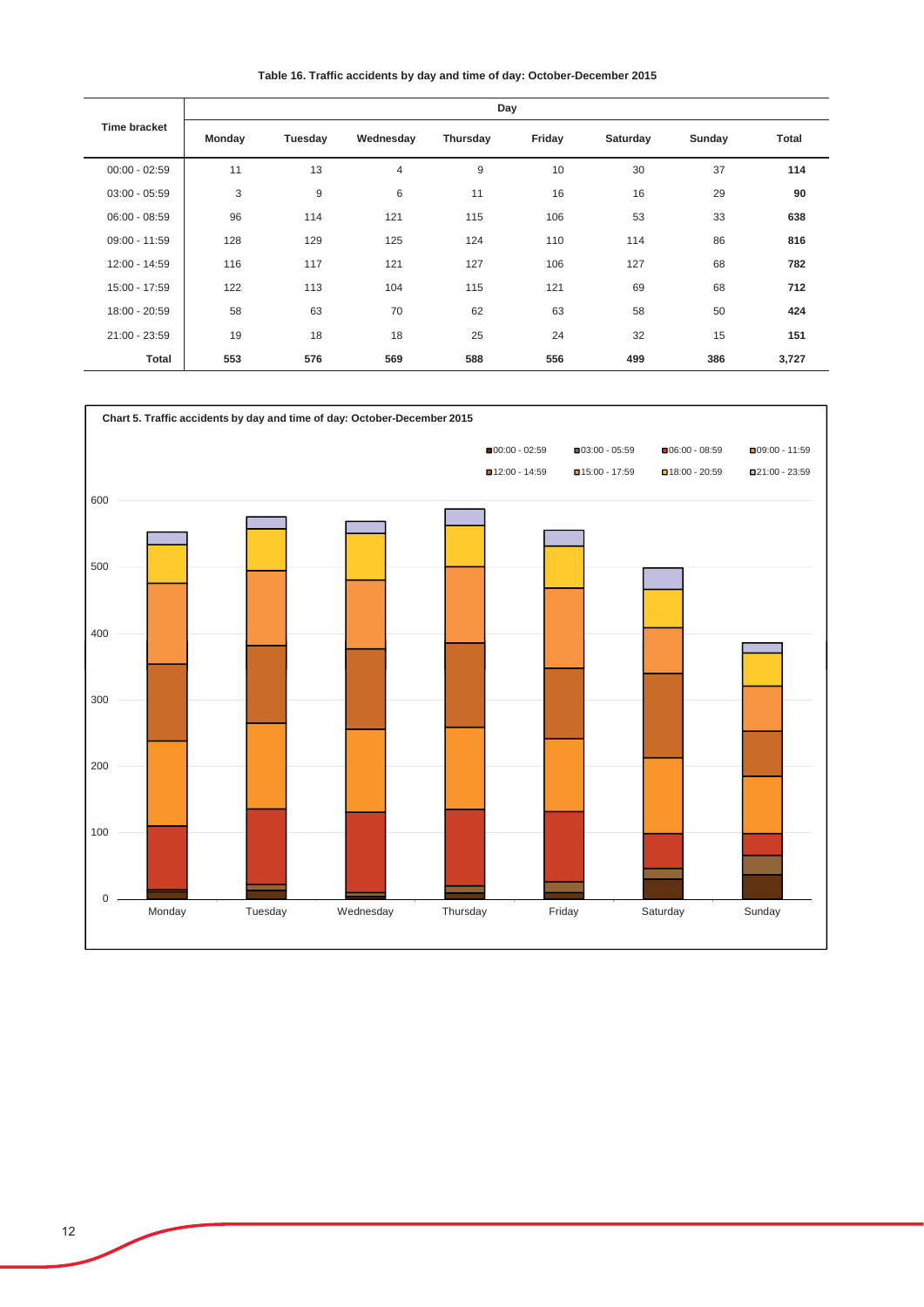**Table 16. Traffic accidents by day and time of day: October-December 2015**

| Time bracket | Day | | | | | | | |
|---|---|---|---|---|---|---|---|---|
| | Monday | Tuesday | Wednesday | Thursday | Friday | Saturday | Sunday | Total |
| 00:00 - 02:59 | 11 | 13 | 4 | 9 | 10 | 30 | 37 | **114** |
| 03:00 - 05:59 | 3 | 9 | 6 | 11 | 16 | 16 | 29 | **90** |
| 06:00 - 08:59 | 96 | 114 | 121 | 115 | 106 | 53 | 33 | **638** |
| 09:00 - 11:59 | 128 | 129 | 125 | 124 | 110 | 114 | 86 | **816** |
| 12:00 - 14:59 | 116 | 117 | 121 | 127 | 106 | 127 | 68 | **782** |
| 15:00 - 17:59 | 122 | 113 | 104 | 115 | 121 | 69 | 68 | **712** |
| 18:00 - 20:59 | 58 | 63 | 70 | 62 | 63 | 58 | 50 | **424** |
| 21:00 - 23:59 | 19 | 18 | 18 | 25 | 24 | 32 | 15 | **151** |
| **Total** | **553** | **576** | **569** | **588** | **556** | **499** | **386** | **3,727** |

**Chart 5. Traffic accidents by day and time of day: October-December 2015**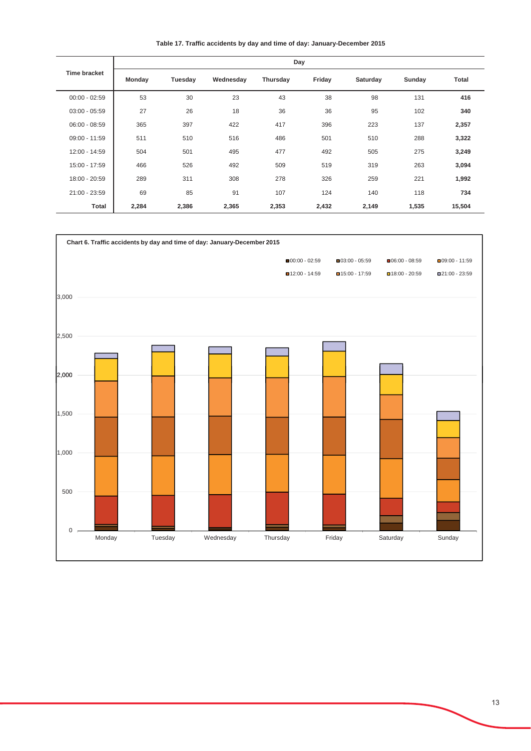**Table 17. Traffic accidents by day and time of day: January-December 2015**

| Time bracket | Day | | | | | | | |
|---|---|---|---|---|---|---|---|---|
| | Monday | Tuesday | Wednesday | Thursday | Friday | Saturday | Sunday | Total |
| 00:00 - 02:59 | 53 | 30 | 23 | 43 | 38 | 98 | 131 | **416** |
| 03:00 - 05:59 | 27 | 26 | 18 | 36 | 36 | 95 | 102 | **340** |
| 06:00 - 08:59 | 365 | 397 | 422 | 417 | 396 | 223 | 137 | **2,357** |
| 09:00 - 11:59 | 511 | 510 | 516 | 486 | 501 | 510 | 288 | **3,322** |
| 12:00 - 14:59 | 504 | 501 | 495 | 477 | 492 | 505 | 275 | **3,249** |
| 15:00 - 17:59 | 466 | 526 | 492 | 509 | 519 | 319 | 263 | **3,094** |
| 18:00 - 20:59 | 289 | 311 | 308 | 278 | 326 | 259 | 221 | **1,992** |
| 21:00 - 23:59 | 69 | 85 | 91 | 107 | 124 | 140 | 118 | **734** |
| **Total** | **2,284** | **2,386** | **2,365** | **2,353** | **2,432** | **2,149** | **1,535** | **15,504** |

**Chart 6. Traffic accidents by day and time of day: January-December 2015**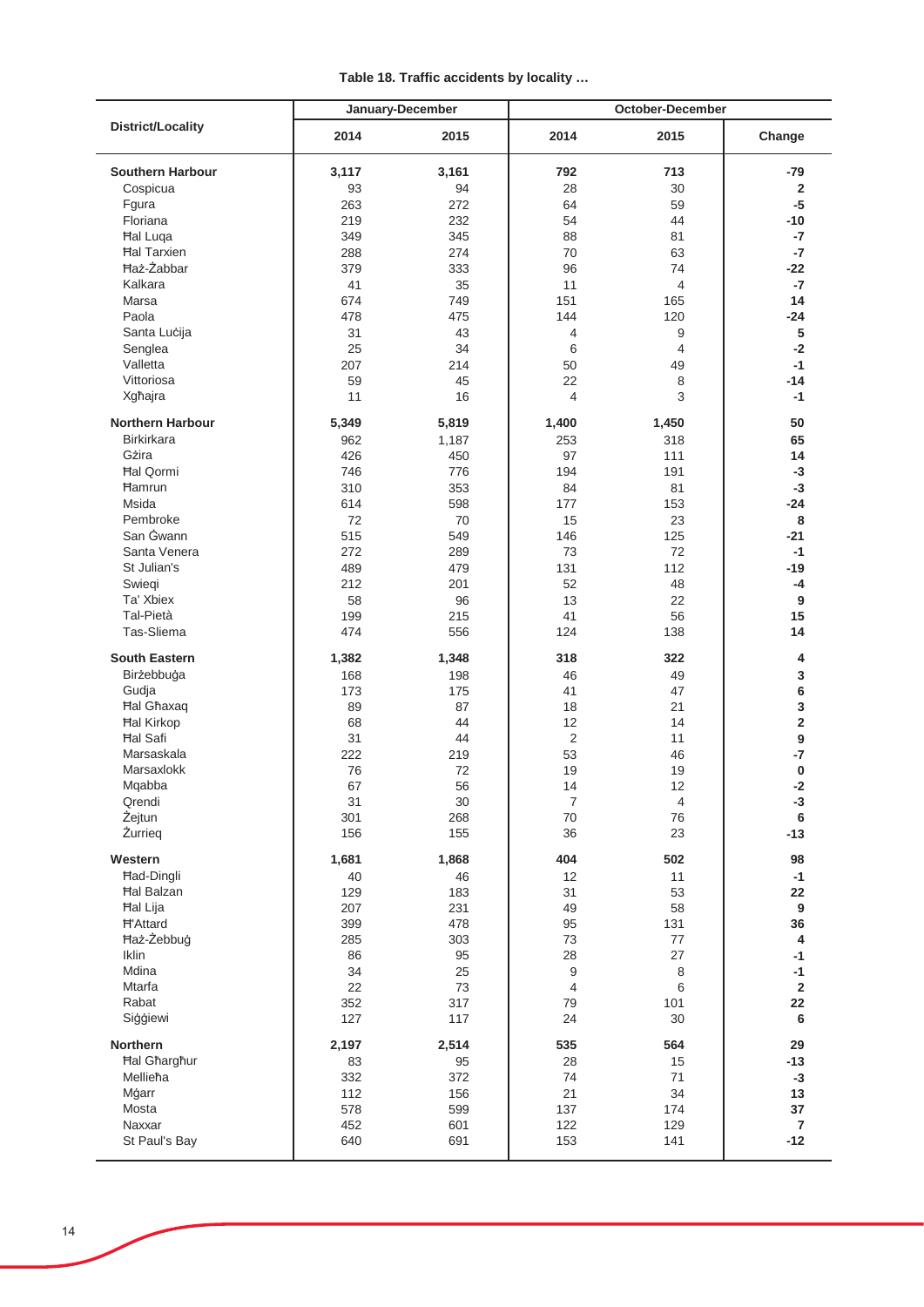**Table 18. Traffic accidents by locality …**

| District/Locality | January-December | | October-December | | |
|---|---|---|---|---|---|
| | 2014 | 2015 | 2014 | 2015 | Change |
| **Southern Harbour** | **3,117** | **3,161** | **792** | **713** | **-79** |
| Cospicua | 93 | 94 | 28 | 30 | **2** |
| Fgura | 263 | 272 | 64 | 59 | **-5** |
| Floriana | 219 | 232 | 54 | 44 | **-10** |
| Ħal Luqa | 349 | 345 | 88 | 81 | **-7** |
| Ħal Tarxien | 288 | 274 | 70 | 63 | **-7** |
| Ħaż-Żabbar | 379 | 333 | 96 | 74 | **-22** |
| Kalkara | 41 | 35 | 11 | 4 | **-7** |
| Marsa | 674 | 749 | 151 | 165 | **14** |
| Paola | 478 | 475 | 144 | 120 | **-24** |
| Santa Luċija | 31 | 43 | 4 | 9 | **5** |
| Senglea | 25 | 34 | 6 | 4 | **-2** |
| Valletta | 207 | 214 | 50 | 49 | **-1** |
| Vittoriosa | 59 | 45 | 22 | 8 | **-14** |
| Xgħajra | 11 | 16 | 4 | 3 | **-1** |
| **Northern Harbour** | **5,349** | **5,819** | **1,400** | **1,450** | **50** |
| Birkirkara | 962 | 1,187 | 253 | 318 | **65** |
| Gżira | 426 | 450 | 97 | 111 | **14** |
| Ħal Qormi | 746 | 776 | 194 | 191 | **-3** |
| Ħamrun | 310 | 353 | 84 | 81 | **-3** |
| Msida | 614 | 598 | 177 | 153 | **-24** |
| Pembroke | 72 | 70 | 15 | 23 | **8** |
| San Ġwann | 515 | 549 | 146 | 125 | **-21** |
| Santa Venera | 272 | 289 | 73 | 72 | **-1** |
| St Julian's | 489 | 479 | 131 | 112 | **-19** |
| Swieqi | 212 | 201 | 52 | 48 | **-4** |
| Ta' Xbiex | 58 | 96 | 13 | 22 | **9** |
| Tal-Pietà | 199 | 215 | 41 | 56 | **15** |
| Tas-Sliema | 474 | 556 | 124 | 138 | **14** |
| **South Eastern** | **1,382** | **1,348** | **318** | **322** | **4** |
| Birżebbuġa | 168 | 198 | 46 | 49 | **3** |
| Gudja | 173 | 175 | 41 | 47 | **6** |
| Ħal Għaxaq | 89 | 87 | 18 | 21 | **3** |
| Ħal Kirkop | 68 | 44 | 12 | 14 | **2** |
| Ħal Safi | 31 | 44 | 2 | 11 | **9** |
| Marsaskala | 222 | 219 | 53 | 46 | **-7** |
| Marsaxlokk | 76 | 72 | 19 | 19 | **0** |
| Mqabba | 67 | 56 | 14 | 12 | **-2** |
| Qrendi | 31 | 30 | 7 | 4 | **-3** |
| Żejtun | 301 | 268 | 70 | 76 | **6** |
| Żurrieq | 156 | 155 | 36 | 23 | **-13** |
| **Western** | **1,681** | **1,868** | **404** | **502** | **98** |
| Ħad-Dingli | 40 | 46 | 12 | 11 | **-1** |
| Ħal Balzan | 129 | 183 | 31 | 53 | **22** |
| Ħal Lija | 207 | 231 | 49 | 58 | **9** |
| Ħ'Attard | 399 | 478 | 95 | 131 | **36** |
| Ħaż-Żebbuġ | 285 | 303 | 73 | 77 | **4** |
| Iklin | 86 | 95 | 28 | 27 | **-1** |
| Mdina | 34 | 25 | 9 | 8 | **-1** |
| Mtarfa | 22 | 73 | 4 | 6 | **2** |
| Rabat | 352 | 317 | 79 | 101 | **22** |
| Siġġiewi | 127 | 117 | 24 | 30 | **6** |
| **Northern** | **2,197** | **2,514** | **535** | **564** | **29** |
| Ħal Għargħur | 83 | 95 | 28 | 15 | **-13** |
| Mellieħa | 332 | 372 | 74 | 71 | **-3** |
| Mġarr | 112 | 156 | 21 | 34 | **13** |
| Mosta | 578 | 599 | 137 | 174 | **37** |
| Naxxar | 452 | 601 | 122 | 129 | **7** |
| St Paul's Bay | 640 | 691 | 153 | 141 | **-12** |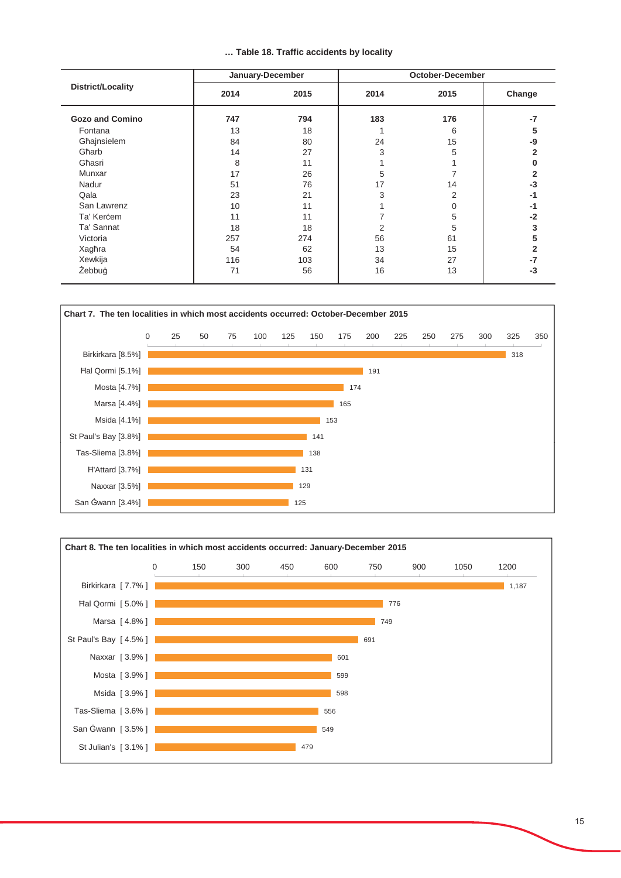**… Table 18. Traffic accidents by locality**

| District/Locality | January-December | | October-December | | |
|---|---|---|---|---|---|
| | 2014 | 2015 | 2014 | 2015 | Change |
| **Gozo and Comino** | **747** | **794** | **183** | **176** | **-7** |
| Fontana | 13 | 18 | 1 | 6 | **5** |
| Għajnsielem | 84 | 80 | 24 | 15 | **-9** |
| Għarb | 14 | 27 | 3 | 5 | **2** |
| Għasri | 8 | 11 | 1 | 1 | **0** |
| Munxar | 17 | 26 | 5 | 7 | **2** |
| Nadur | 51 | 76 | 17 | 14 | **-3** |
| Qala | 23 | 21 | 3 | 2 | **-1** |
| San Lawrenz | 10 | 11 | 1 | 0 | **-1** |
| Ta' Kerċem | 11 | 11 | 7 | 5 | **-2** |
| Ta' Sannat | 18 | 18 | 2 | 5 | **3** |
| Victoria | 257 | 274 | 56 | 61 | **5** |
| Xagħra | 54 | 62 | 13 | 15 | **2** |
| Xewkija | 116 | 103 | 34 | 27 | **-7** |
| Żebbuġ | 71 | 56 | 16 | 13 | **-3** |

**Chart 7. The ten localities in which most accidents occurred: October-December 2015**

| Locality | Accidents |
|---|---|
| Birkirkara [8.5%] | 318 |
| Ħal Qormi [5.1%] | 191 |
| Mosta [4.7%] | 174 |
| Marsa [4.4%] | 165 |
| Msida [4.1%] | 153 |
| St Paul's Bay [3.8%] | 141 |
| Tas-Sliema [3.8%] | 138 |
| Ħ'Attard [3.7%] | 131 |
| Naxxar [3.5%] | 129 |
| San Ġwann [3.4%] | 125 |

**Chart 8. The ten localities in which most accidents occurred: January-December 2015**

| Locality | Accidents |
|---|---|
| Birkirkara [ 7.7% ] | 1,187 |
| Ħal Qormi [ 5.0% ] | 776 |
| Marsa [ 4.8% ] | 749 |
| St Paul's Bay [ 4.5% ] | 691 |
| Naxxar [ 3.9% ] | 601 |
| Mosta [ 3.9% ] | 599 |
| Msida [ 3.9% ] | 598 |
| Tas-Sliema [ 3.6% ] | 556 |
| San Ġwann [ 3.5% ] | 549 |
| St Julian's [ 3.1% ] | 479 |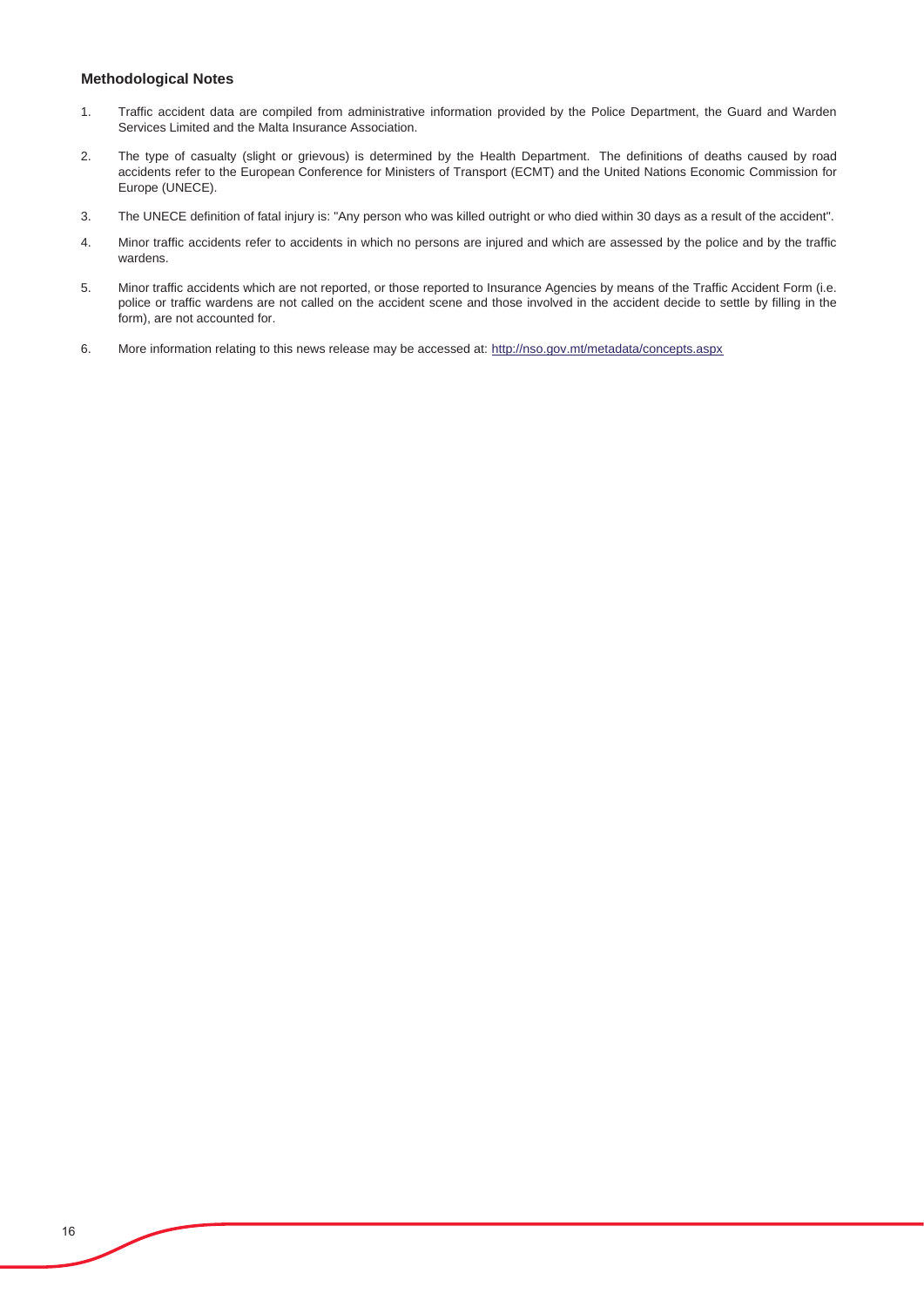### Methodological Notes

1. Traffic accident data are compiled from administrative information provided by the Police Department, the Guard and Warden Services Limited and the Malta Insurance Association.

2. The type of casualty (slight or grievous) is determined by the Health Department. The definitions of deaths caused by road accidents refer to the European Conference for Ministers of Transport (ECMT) and the United Nations Economic Commission for Europe (UNECE).

3. The UNECE definition of fatal injury is: "Any person who was killed outright or who died within 30 days as a result of the accident".

4. Minor traffic accidents refer to accidents in which no persons are injured and which are assessed by the police and by the traffic wardens.

5. Minor traffic accidents which are not reported, or those reported to Insurance Agencies by means of the Traffic Accident Form (i.e. police or traffic wardens are not called on the accident scene and those involved in the accident decide to settle by filling in the form), are not accounted for.

6. More information relating to this news release may be accessed at: http://nso.gov.mt/metadata/concepts.aspx